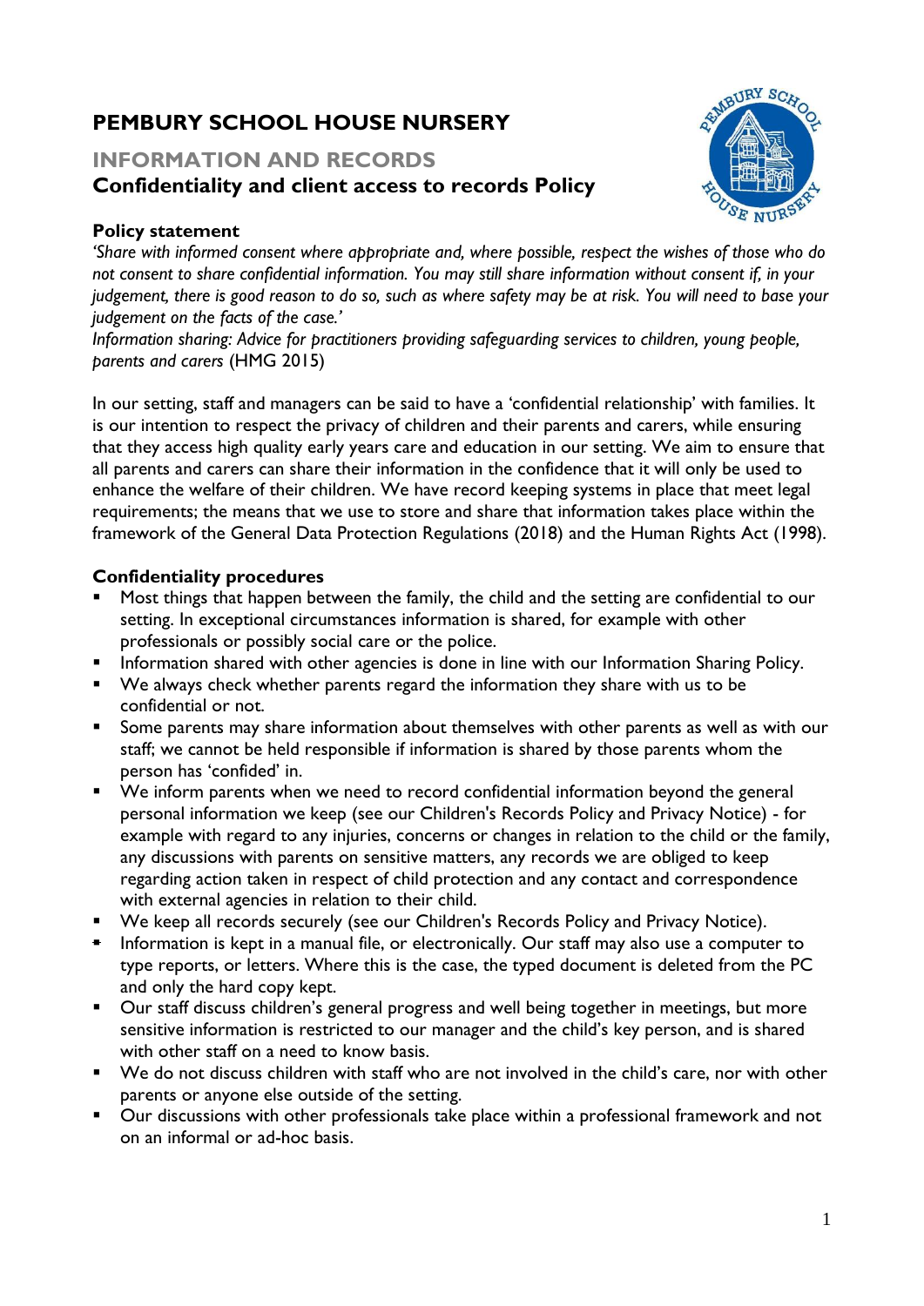# PEMBURY SCHOOL HOUSE NURSERY

## INFORMATION AND RECORDS

## Confidentiality and client access to records Policy

### Policy statement

*'Share with informed consent where appropriate and, where possible, respect the wishes of those who do not consent to share confidential information. You may still share information without consent if, in your judgement, there is good reason to do so, such as where safety may be at risk. You will need to base your judgement on the facts of the case.'*

*Information sharing: Advice for practitioners providing safeguarding services to children, young people, parents and carers* (HMG 2015)

In our setting, staff and managers can be said to have a 'confidential relationship' with families. It is our intention to respect the privacy of children and their parents and carers, while ensuring that they access high quality early years care and education in our setting. We aim to ensure that all parents and carers can share their information in the confidence that it will only be used to enhance the welfare of their children. We have record keeping systems in place that meet legal requirements; the means that we use to store and share that information takes place within the framework of the General Data Protection Regulations (2018) and the Human Rights Act (1998).

### Confidentiality procedures

- Most things that happen between the family, the child and the setting are confidential to our setting. In exceptional circumstances information is shared, for example with other professionals or possibly social care or the police.
- Information shared with other agencies is done in line with our Information Sharing Policy.
- We always check whether parents regard the information they share with us to be confidential or not.
- Some parents may share information about themselves with other parents as well as with our staff; we cannot be held responsible if information is shared by those parents whom the person has 'confided' in.
- We inform parents when we need to record confidential information beyond the general personal information we keep (see our Children's Records Policy and Privacy Notice) - for example with regard to any injuries, concerns or changes in relation to the child or the family, any discussions with parents on sensitive matters, any records we are obliged to keep regarding action taken in respect of child protection and any contact and correspondence with external agencies in relation to their child.
- We keep all records securely (see our Children's Records Policy and Privacy Notice).
- Information is kept in a manual file, or electronically. Our staff may also use a computer to type reports, or letters. Where this is the case, the typed document is deleted from the PC and only the hard copy kept.
- Our staff discuss children's general progress and well being together in meetings, but more sensitive information is restricted to our manager and the child's key person, and is shared with other staff on a need to know basis.
- We do not discuss children with staff who are not involved in the child's care, nor with other parents or anyone else outside of the setting.
- Our discussions with other professionals take place within a professional framework and not on an informal or ad-hoc basis.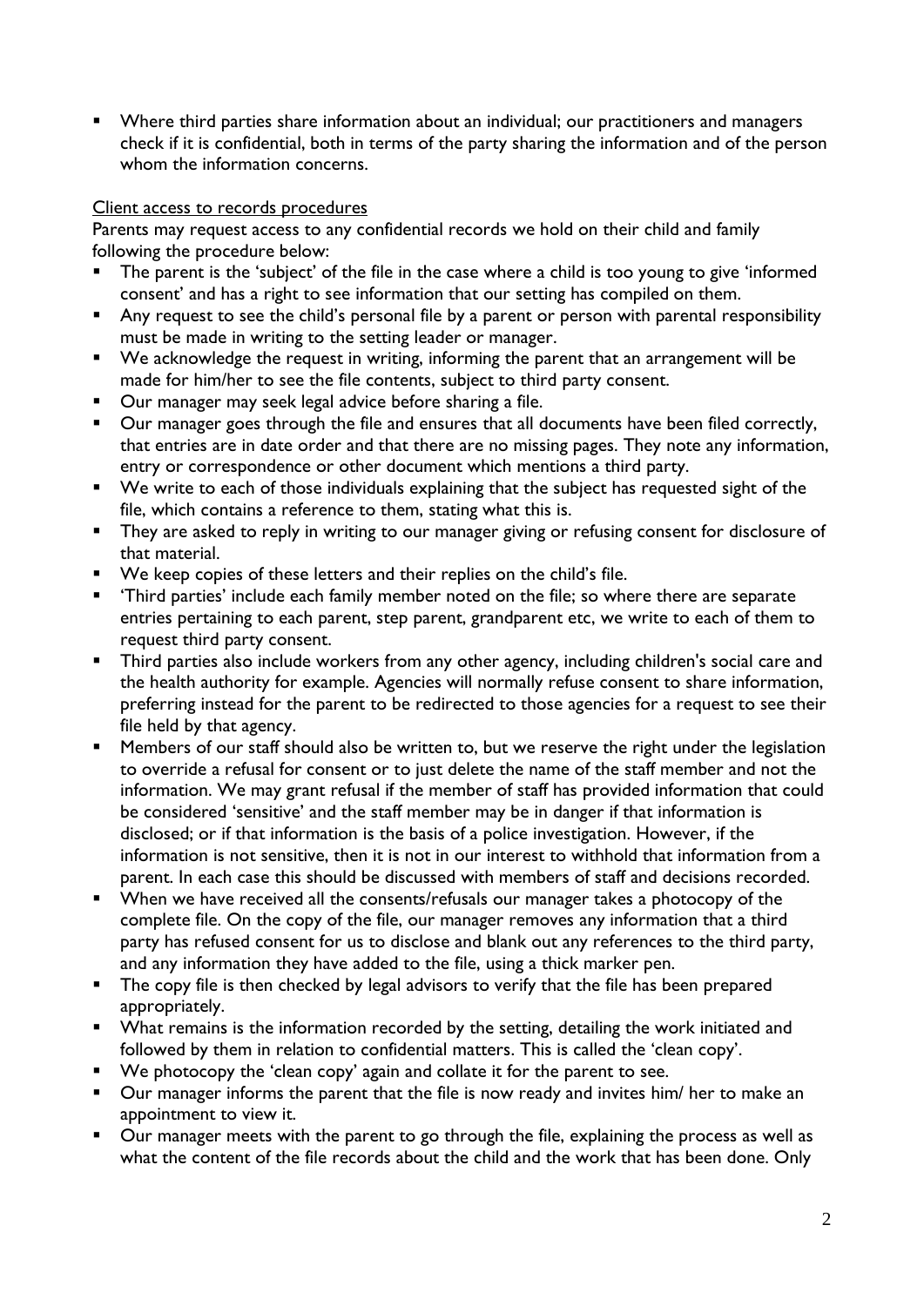- Where third parties share information about an individual; our practitioners and managers check if it is confidential, both in terms of the party sharing the information and of the person whom the information concerns.

Client access to records procedures

Parents may request access to any confidential records we hold on their child and family following the procedure below:

- The parent is the 'subject' of the file in the case where a child is too young to give 'informed consent' and has a right to see information that our setting has compiled on them.
- Any request to see the child's personal file by a parent or person with parental responsibility must be made in writing to the setting leader or manager.
- We acknowledge the request in writing, informing the parent that an arrangement will be made for him/her to see the file contents, subject to third party consent.
- Our manager may seek legal advice before sharing a file.
- Our manager goes through the file and ensures that all documents have been filed correctly, that entries are in date order and that there are no missing pages. They note any information, entry or correspondence or other document which mentions a third party.
- We write to each of those individuals explaining that the subject has requested sight of the file, which contains a reference to them, stating what this is.
- They are asked to reply in writing to our manager giving or refusing consent for disclosure of that material.
- We keep copies of these letters and their replies on the child's file.
- 'Third parties' include each family member noted on the file; so where there are separate entries pertaining to each parent, step parent, grandparent etc, we write to each of them to request third party consent.
- Third parties also include workers from any other agency, including children's social care and the health authority for example. Agencies will normally refuse consent to share information, preferring instead for the parent to be redirected to those agencies for a request to see their file held by that agency.
- Members of our staff should also be written to, but we reserve the right under the legislation to override a refusal for consent or to just delete the name of the staff member and not the information. We may grant refusal if the member of staff has provided information that could be considered 'sensitive' and the staff member may be in danger if that information is disclosed; or if that information is the basis of a police investigation. However, if the information is not sensitive, then it is not in our interest to withhold that information from a parent. In each case this should be discussed with members of staff and decisions recorded.
- When we have received all the consents/refusals our manager takes a photocopy of the complete file. On the copy of the file, our manager removes any information that a third party has refused consent for us to disclose and blank out any references to the third party, and any information they have added to the file, using a thick marker pen.
- The copy file is then checked by legal advisors to verify that the file has been prepared appropriately.
- What remains is the information recorded by the setting, detailing the work initiated and followed by them in relation to confidential matters. This is called the 'clean copy'.
- We photocopy the 'clean copy' again and collate it for the parent to see.
- Our manager informs the parent that the file is now ready and invites him/ her to make an appointment to view it.
- Our manager meets with the parent to go through the file, explaining the process as well as what the content of the file records about the child and the work that has been done. Only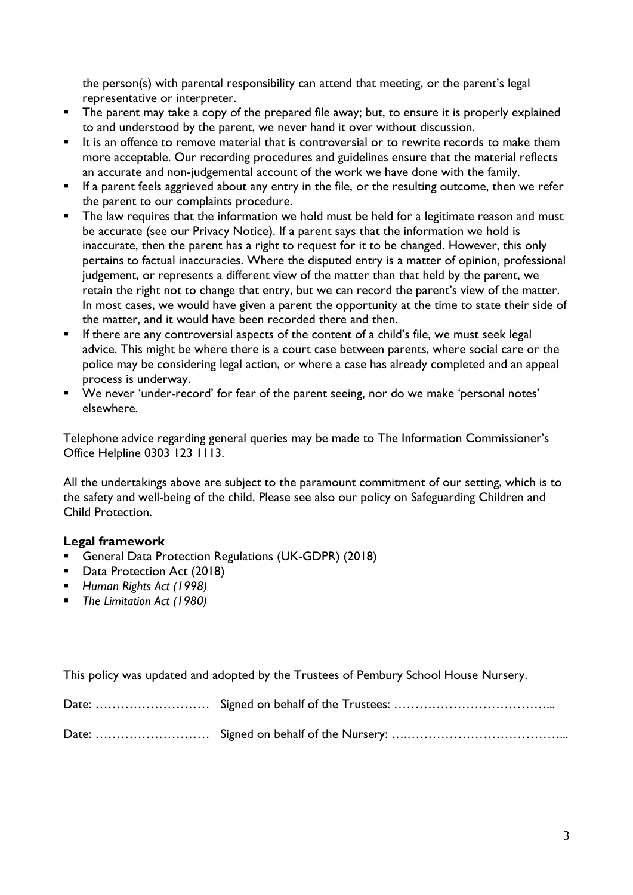the person(s) with parental responsibility can attend that meeting, or the parent's legal representative or interpreter.

- The parent may take a copy of the prepared file away; but, to ensure it is properly explained to and understood by the parent, we never hand it over without discussion.
- It is an offence to remove material that is controversial or to rewrite records to make them more acceptable. Our recording procedures and guidelines ensure that the material reflects an accurate and non-judgemental account of the work we have done with the family.
- If a parent feels aggrieved about any entry in the file, or the resulting outcome, then we refer the parent to our complaints procedure.
- The law requires that the information we hold must be held for a legitimate reason and must be accurate (see our Privacy Notice). If a parent says that the information we hold is inaccurate, then the parent has a right to request for it to be changed. However, this only pertains to factual inaccuracies. Where the disputed entry is a matter of opinion, professional judgement, or represents a different view of the matter than that held by the parent, we retain the right not to change that entry, but we can record the parent's view of the matter. In most cases, we would have given a parent the opportunity at the time to state their side of the matter, and it would have been recorded there and then.
- If there are any controversial aspects of the content of a child's file, we must seek legal advice. This might be where there is a court case between parents, where social care or the police may be considering legal action, or where a case has already completed and an appeal process is underway.
- We never 'under-record' for fear of the parent seeing, nor do we make 'personal notes' elsewhere.

Telephone advice regarding general queries may be made to The Information Commissioner's Office Helpline 0303 123 1113.

All the undertakings above are subject to the paramount commitment of our setting, which is to the safety and well-being of the child. Please see also our policy on Safeguarding Children and Child Protection.

**Legal framework**

- General Data Protection Regulations (UK-GDPR) (2018)
- Data Protection Act (2018)
- *Human Rights Act (1998)*
- *The Limitation Act (1980)*

This policy was updated and adopted by the Trustees of Pembury School House Nursery.

Date: ……………………… Signed on behalf of the Trustees: ………………………………...

Date: ……………………… Signed on behalf of the Nursery: ….………………………………...